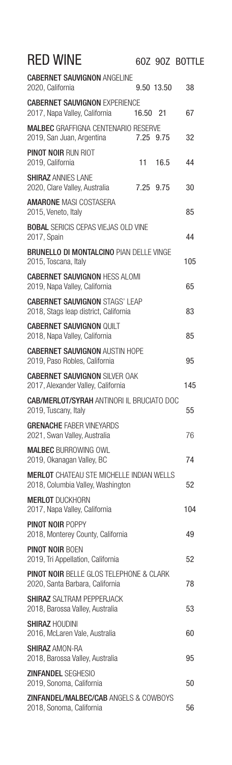# RED WINE

| | 6OZ | 9OZ | BOTTLE |
|---|---|---|---|
| **CABERNET SAUVIGNON** ANGELINE<br>2020, California | 9.50 | 13.50 | 38 |
| **CABERNET SAUVIGNON** EXPERIENCE<br>2017, Napa Valley, California | 16.50 | 21 | 67 |
| **MALBEC** GRAFFIGNA CENTENARIO RESERVE<br>2019, San Juan, Argentina | 7.25 | 9.75 | 32 |
| **PINOT NOIR** RUN RIOT<br>2019, California | 11 | 16.5 | 44 |
| **SHIRAZ** ANNIES LANE<br>2020, Clare Valley, Australia | 7.25 | 9.75 | 30 |
| **AMARONE** MASI COSTASERA<br>2015, Veneto, Italy | | | 85 |
| **BOBAL** SERICIS CEPAS VIEJAS OLD VINE<br>2017, Spain | | | 44 |
| **BRUNELLO DI MONTALCINO** PIAN DELLE VINGE<br>2015, Toscana, Italy | | | 105 |
| **CABERNET SAUVIGNON** HESS ALOMI<br>2019, Napa Valley, California | | | 65 |
| **CABERNET SAUVIGNON** STAGS' LEAP<br>2018, Stags leap district, California | | | 83 |
| **CABERNET SAUVIGNON** QUILT<br>2018, Napa Valley, California | | | 85 |
| **CABERNET SAUVIGNON** AUSTIN HOPE<br>2019, Paso Robles, California | | | 95 |
| **CABERNET SAUVIGNON** SILVER OAK<br>2017, Alexander Valley, California | | | 145 |
| **CAB/MERLOT/SYRAH** ANTINORI IL BRUCIATO DOC<br>2019, Tuscany, Italy | | | 55 |
| **GRENACHE** FABER VINEYARDS<br>2021, Swan Valley, Australia | | | 76 |
| **MALBEC** BURROWING OWL<br>2019, Okanagan Valley, BC | | | 74 |
| **MERLOT** CHATEAU STE MICHELLE INDIAN WELLS<br>2018, Columbia Valley, Washington | | | 52 |
| **MERLOT** DUCKHORN<br>2017, Napa Valley, California | | | 104 |
| **PINOT NOIR** POPPY<br>2018, Monterey County, California | | | 49 |
| **PINOT NOIR** BOEN<br>2019, Tri Appellation, California | | | 52 |
| **PINOT NOIR** BELLE GLOS TELEPHONE & CLARK<br>2020, Santa Barbara, California | | | 78 |
| **SHIRAZ** SALTRAM PEPPERJACK<br>2018, Barossa Valley, Australia | | | 53 |
| **SHIRAZ** HOUDINI<br>2016, McLaren Vale, Australia | | | 60 |
| **SHIRAZ** AMON-RA<br>2018, Barossa Valley, Australia | | | 95 |
| **ZINFANDEL** SEGHESIO<br>2019, Sonoma, California | | | 50 |
| **ZINFANDEL/MALBEC/CAB** ANGELS & COWBOYS<br>2018, Sonoma, California | | | 56 |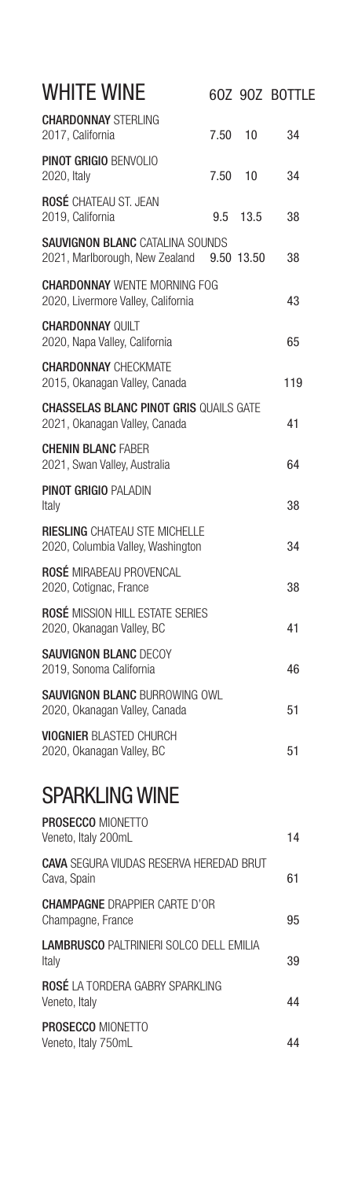## WHITE WINE

| | 6OZ | 9OZ | BOTTLE |
|---|---|---|---|
| **CHARDONNAY** STERLING<br>2017, California | 7.50 | 10 | 34 |
| **PINOT GRIGIO** BENVOLIO<br>2020, Italy | 7.50 | 10 | 34 |
| **ROSÉ** CHATEAU ST. JEAN<br>2019, California | 9.5 | 13.5 | 38 |
| **SAUVIGNON BLANC** CATALINA SOUNDS<br>2021, Marlborough, New Zealand | 9.50 | 13.50 | 38 |
| **CHARDONNAY** WENTE MORNING FOG<br>2020, Livermore Valley, California | | | 43 |
| **CHARDONNAY** QUILT<br>2020, Napa Valley, California | | | 65 |
| **CHARDONNAY** CHECKMATE<br>2015, Okanagan Valley, Canada | | | 119 |
| **CHASSELAS BLANC PINOT GRIS** QUAILS GATE<br>2021, Okanagan Valley, Canada | | | 41 |
| **CHENIN BLANC** FABER<br>2021, Swan Valley, Australia | | | 64 |
| **PINOT GRIGIO** PALADIN<br>Italy | | | 38 |
| **RIESLING** CHATEAU STE MICHELLE<br>2020, Columbia Valley, Washington | | | 34 |
| **ROSÉ** MIRABEAU PROVENCAL<br>2020, Cotignac, France | | | 38 |
| **ROSÉ** MISSION HILL ESTATE SERIES<br>2020, Okanagan Valley, BC | | | 41 |
| **SAUVIGNON BLANC** DECOY<br>2019, Sonoma California | | | 46 |
| **SAUVIGNON BLANC** BURROWING OWL<br>2020, Okanagan Valley, Canada | | | 51 |
| **VIOGNIER** BLASTED CHURCH<br>2020, Okanagan Valley, BC | | | 51 |

## SPARKLING WINE

| | BOTTLE |
|---|---|
| **PROSECCO** MIONETTO<br>Veneto, Italy 200mL | 14 |
| **CAVA** SEGURA VIUDAS RESERVA HEREDAD BRUT<br>Cava, Spain | 61 |
| **CHAMPAGNE** DRAPPIER CARTE D'OR<br>Champagne, France | 95 |
| **LAMBRUSCO** PALTRINIERI SOLCO DELL EMILIA<br>Italy | 39 |
| **ROSÉ** LA TORDERA GABRY SPARKLING<br>Veneto, Italy | 44 |
| **PROSECCO** MIONETTO<br>Veneto, Italy 750mL | 44 |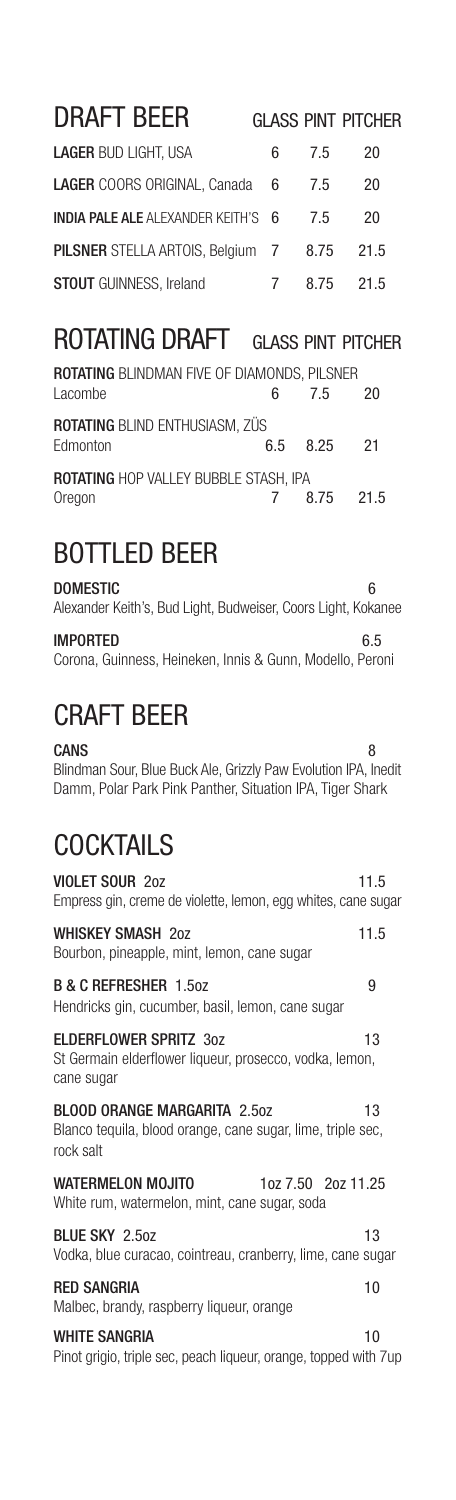## DRAFT BEER

| | GLASS | PINT | PITCHER |
|---|---|---|---|
| **LAGER** BUD LIGHT, USA | 6 | 7.5 | 20 |
| **LAGER** COORS ORIGINAL, Canada | 6 | 7.5 | 20 |
| **INDIA PALE ALE** ALEXANDER KEITH'S | 6 | 7.5 | 20 |
| **PILSNER** STELLA ARTOIS, Belgium | 7 | 8.75 | 21.5 |
| **STOUT** GUINNESS, Ireland | 7 | 8.75 | 21.5 |

## ROTATING DRAFT

| | GLASS | PINT | PITCHER |
|---|---|---|---|
| **ROTATING** BLINDMAN FIVE OF DIAMONDS, PILSNER Lacombe | 6 | 7.5 | 20 |
| **ROTATING** BLIND ENTHUSIASM, ZÜS Edmonton | 6.5 | 8.25 | 21 |
| **ROTATING** HOP VALLEY BUBBLE STASH, IPA Oregon | 7 | 8.75 | 21.5 |

## BOTTLED BEER

**DOMESTIC** 6
Alexander Keith's, Bud Light, Budweiser, Coors Light, Kokanee

**IMPORTED** 6.5
Corona, Guinness, Heineken, Innis & Gunn, Modello, Peroni

## CRAFT BEER

**CANS** 8
Blindman Sour, Blue Buck Ale, Grizzly Paw Evolution IPA, Inedit Damm, Polar Park Pink Panther, Situation IPA, Tiger Shark

## COCKTAILS

**VIOLET SOUR** 2oz 11.5
Empress gin, creme de violette, lemon, egg whites, cane sugar

**WHISKEY SMASH** 2oz 11.5
Bourbon, pineapple, mint, lemon, cane sugar

**B & C REFRESHER** 1.5oz 9
Hendricks gin, cucumber, basil, lemon, cane sugar

**ELDERFLOWER SPRITZ** 3oz 13
St Germain elderflower liqueur, prosecco, vodka, lemon, cane sugar

**BLOOD ORANGE MARGARITA** 2.5oz 13
Blanco tequila, blood orange, cane sugar, lime, triple sec, rock salt

**WATERMELON MOJITO** 1oz 7.50 2oz 11.25
White rum, watermelon, mint, cane sugar, soda

**BLUE SKY** 2.5oz 13
Vodka, blue curacao, cointreau, cranberry, lime, cane sugar

**RED SANGRIA** 10
Malbec, brandy, raspberry liqueur, orange

**WHITE SANGRIA** 10
Pinot grigio, triple sec, peach liqueur, orange, topped with 7up